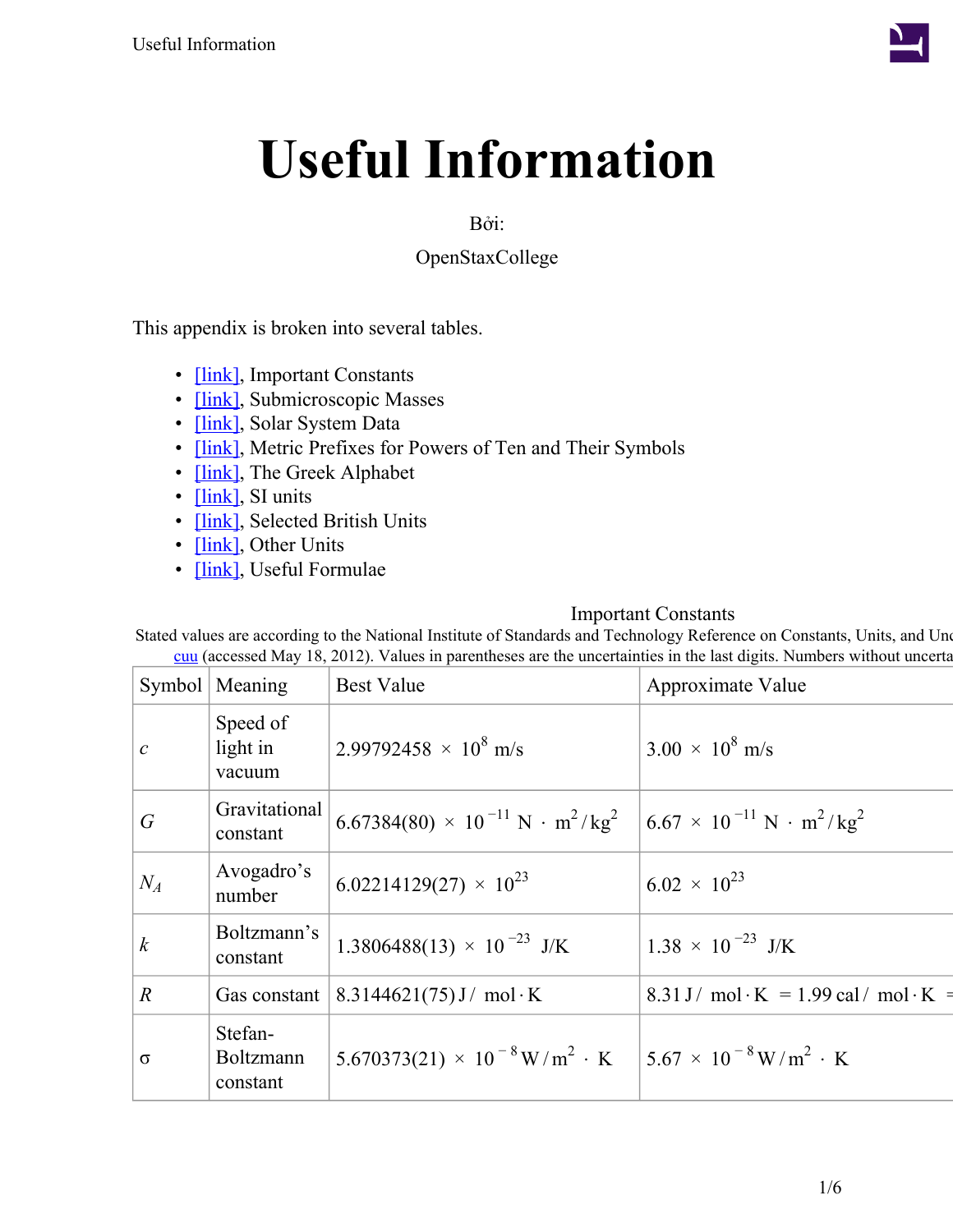# Useful Information

Bởi:

OpenStaxCollege

This appendix is broken into several tables.

- [link], Important Constants
- [link], Submicroscopic Masses
- [link], Solar System Data
- [link], Metric Prefixes for Powers of Ten and Their Symbols
- [link], The Greek Alphabet
- [link], SI units
- [link], Selected British Units
- [link], Other Units
- [link], Useful Formulae

Important Constants

Stated values are according to the National Institute of Standards and Technology Reference on Constants, Units, and Unc cuu (accessed May 18, 2012). Values in parentheses are the uncertainties in the last digits. Numbers without uncerta

| Symbol | Meaning | Best Value | Approximate Value |
|---|---|---|---|
| $c$ | Speed of light in vacuum | $2.99792458 \times 10^{8}$ m/s | $3.00 \times 10^{8}$ m/s |
| $G$ | Gravitational constant | $6.67384(80) \times 10^{-11}$ N · m²/kg² | $6.67 \times 10^{-11}$ N · m²/kg² |
| $N_A$ | Avogadro's number | $6.02214129(27) \times 10^{23}$ | $6.02 \times 10^{23}$ |
| $k$ | Boltzmann's constant | $1.3806488(13) \times 10^{-23}$ J/K | $1.38 \times 10^{-23}$ J/K |
| $R$ | Gas constant | 8.3144621(75) J / mol · K | 8.31 J / mol · K = 1.99 cal / mol · K = |
| σ | Stefan-Boltzmann constant | $5.670373(21) \times 10^{-8}$ W / m² · K | $5.67 \times 10^{-8}$ W / m² · K |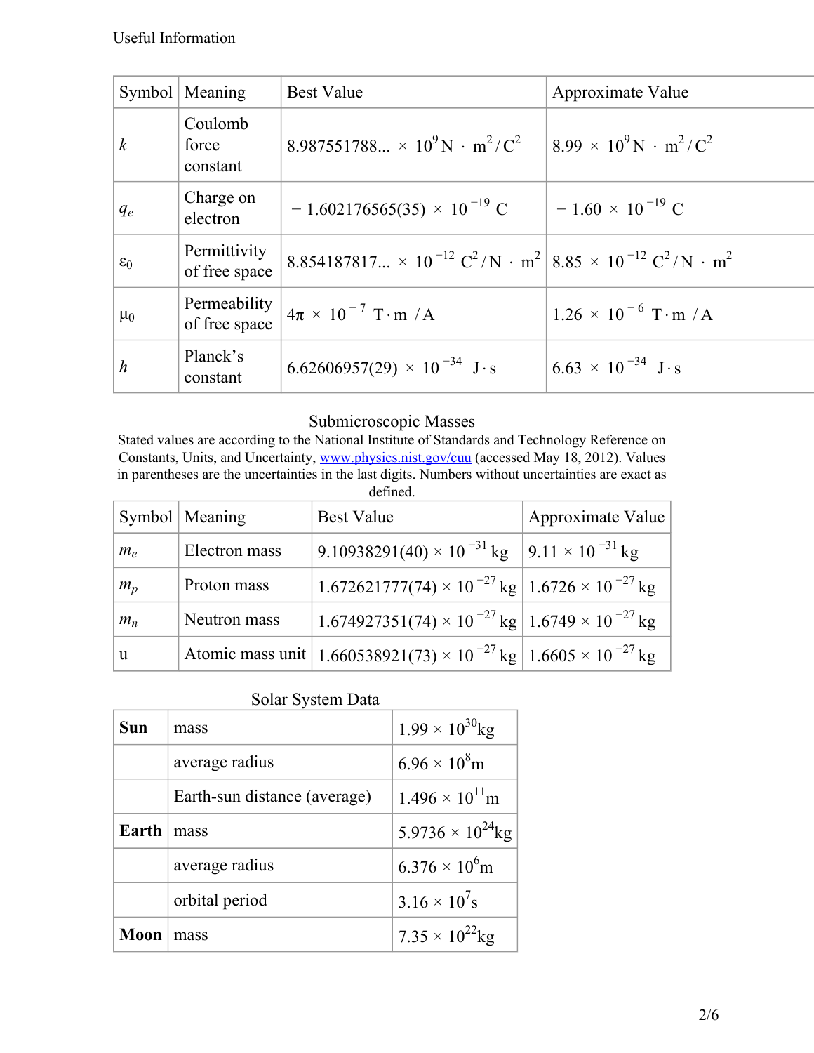Useful Information

| Symbol | Meaning | Best Value | Approximate Value |
|---|---|---|---|
| $k$ | Coulomb force constant | $8.987551788... \times 10^{9}\, \text{N} \cdot \text{m}^2/\text{C}^2$ | $8.99 \times 10^{9}\, \text{N} \cdot \text{m}^2/\text{C}^2$ |
| $q_e$ | Charge on electron | $-1.602176565(35) \times 10^{-19}\, \text{C}$ | $-1.60 \times 10^{-19}\, \text{C}$ |
| $\varepsilon_0$ | Permittivity of free space | $8.854187817... \times 10^{-12}\, \text{C}^2/\text{N} \cdot \text{m}^2$ | $8.85 \times 10^{-12}\, \text{C}^2/\text{N} \cdot \text{m}^2$ |
| $\mu_0$ | Permeability of free space | $4\pi \times 10^{-7}\, \text{T} \cdot \text{m}/\text{A}$ | $1.26 \times 10^{-6}\, \text{T} \cdot \text{m}/\text{A}$ |
| $h$ | Planck's constant | $6.62606957(29) \times 10^{-34}\, \text{J} \cdot \text{s}$ | $6.63 \times 10^{-34}\, \text{J} \cdot \text{s}$ |

## Submicroscopic Masses

Stated values are according to the National Institute of Standards and Technology Reference on Constants, Units, and Uncertainty, www.physics.nist.gov/cuu (accessed May 18, 2012). Values in parentheses are the uncertainties in the last digits. Numbers without uncertainties are exact as defined.

| Symbol | Meaning | Best Value | Approximate Value |
|---|---|---|---|
| $m_e$ | Electron mass | $9.10938291(40) \times 10^{-31}\, \text{kg}$ | $9.11 \times 10^{-31}\, \text{kg}$ |
| $m_p$ | Proton mass | $1.672621777(74) \times 10^{-27}\, \text{kg}$ | $1.6726 \times 10^{-27}\, \text{kg}$ |
| $m_n$ | Neutron mass | $1.674927351(74) \times 10^{-27}\, \text{kg}$ | $1.6749 \times 10^{-27}\, \text{kg}$ |
| u | Atomic mass unit | $1.660538921(73) \times 10^{-27}\, \text{kg}$ | $1.6605 \times 10^{-27}\, \text{kg}$ |

## Solar System Data

| | | |
|---|---|---|
| **Sun** | mass | $1.99 \times 10^{30}\text{kg}$ |
| | average radius | $6.96 \times 10^{8}\text{m}$ |
| | Earth-sun distance (average) | $1.496 \times 10^{11}\text{m}$ |
| **Earth** | mass | $5.9736 \times 10^{24}\text{kg}$ |
| | average radius | $6.376 \times 10^{6}\text{m}$ |
| | orbital period | $3.16 \times 10^{7}\text{s}$ |
| **Moon** | mass | $7.35 \times 10^{22}\text{kg}$ |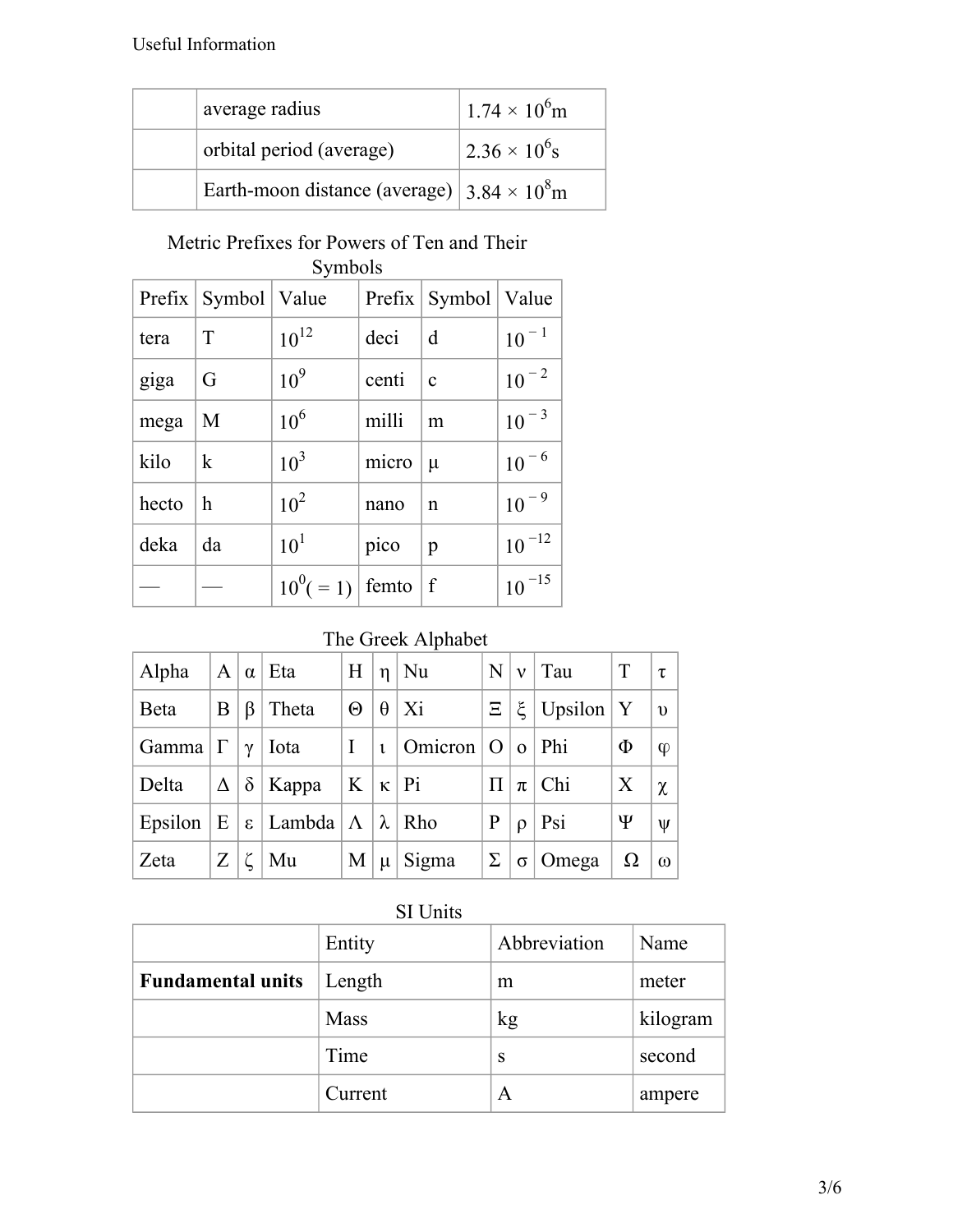| | | |
|---|---|---|
| | average radius | $1.74 \times 10^6$m |
| | orbital period (average) | $2.36 \times 10^6$s |
| | Earth-moon distance (average) | $3.84 \times 10^8$m |

Metric Prefixes for Powers of Ten and Their Symbols

| Prefix | Symbol | Value | Prefix | Symbol | Value |
|---|---|---|---|---|---|
| tera | T | $10^{12}$ | deci | d | $10^{-1}$ |
| giga | G | $10^9$ | centi | c | $10^{-2}$ |
| mega | M | $10^6$ | milli | m | $10^{-3}$ |
| kilo | k | $10^3$ | micro | μ | $10^{-6}$ |
| hecto | h | $10^2$ | nano | n | $10^{-9}$ |
| deka | da | $10^1$ | pico | p | $10^{-12}$ |
| — | — | $10^0 (= 1)$ | femto | f | $10^{-15}$ |

The Greek Alphabet

| | | | | | | | | | | | |
|---|---|---|---|---|---|---|---|---|---|---|---|
| Alpha | Α | α | Eta | Η | η | Nu | Ν | ν | Tau | Τ | τ |
| Beta | Β | β | Theta | Θ | θ | Xi | Ξ | ξ | Upsilon | Υ | υ |
| Gamma | Γ | γ | Iota | Ι | ι | Omicron | Ο | ο | Phi | Φ | φ |
| Delta | Δ | δ | Kappa | Κ | κ | Pi | Π | π | Chi | Χ | χ |
| Epsilon | Ε | ε | Lambda | Λ | λ | Rho | Ρ | ρ | Psi | Ψ | ψ |
| Zeta | Ζ | ζ | Mu | Μ | μ | Sigma | Σ | σ | Omega | Ω | ω |

SI Units

| | Entity | Abbreviation | Name |
|---|---|---|---|
| **Fundamental units** | Length | m | meter |
| | Mass | kg | kilogram |
| | Time | s | second |
| | Current | A | ampere |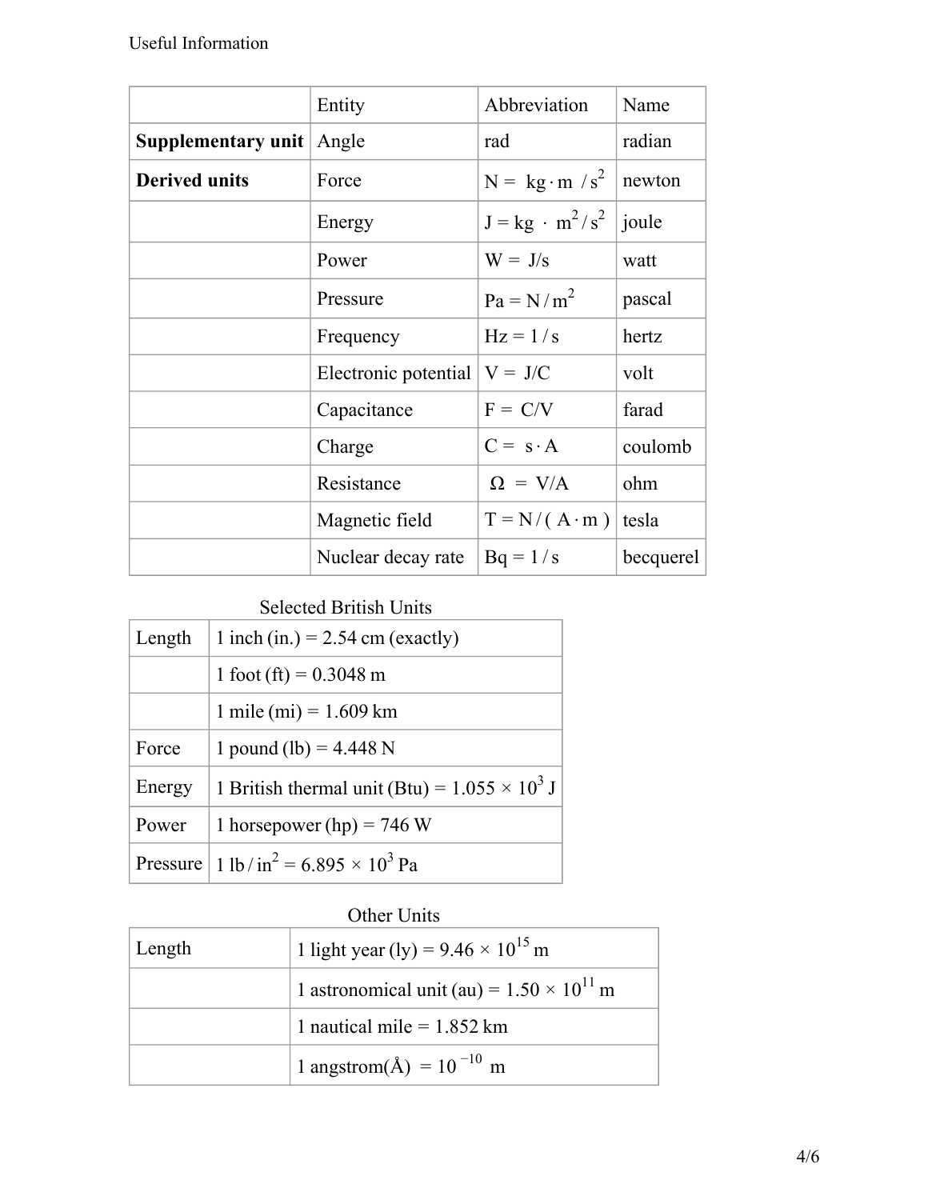Useful Information

| | Entity | Abbreviation | Name |
|---|---|---|---|
| **Supplementary unit** | Angle | rad | radian |
| **Derived units** | Force | $N = kg \cdot m / s^2$ | newton |
| | Energy | $J = kg \cdot m^2 / s^2$ | joule |
| | Power | $W = J/s$ | watt |
| | Pressure | $Pa = N / m^2$ | pascal |
| | Frequency | $Hz = 1 / s$ | hertz |
| | Electronic potential | $V = J/C$ | volt |
| | Capacitance | $F = C/V$ | farad |
| | Charge | $C = s \cdot A$ | coulomb |
| | Resistance | $\Omega = V/A$ | ohm |
| | Magnetic field | $T = N / (A \cdot m)$ | tesla |
| | Nuclear decay rate | $Bq = 1 / s$ | becquerel |

Selected British Units

| | |
|---|---|
| Length | 1 inch (in.) = 2.54 cm (exactly) |
| | 1 foot (ft) = 0.3048 m |
| | 1 mile (mi) = 1.609 km |
| Force | 1 pound (lb) = 4.448 N |
| Energy | 1 British thermal unit (Btu) = $1.055 \times 10^3$ J |
| Power | 1 horsepower (hp) = 746 W |
| Pressure | 1 lb / in$^2$ = $6.895 \times 10^3$ Pa |

Other Units

| | |
|---|---|
| Length | 1 light year (ly) = $9.46 \times 10^{15}$ m |
| | 1 astronomical unit (au) = $1.50 \times 10^{11}$ m |
| | 1 nautical mile = 1.852 km |
| | 1 angstrom(Å) = $10^{-10}$ m |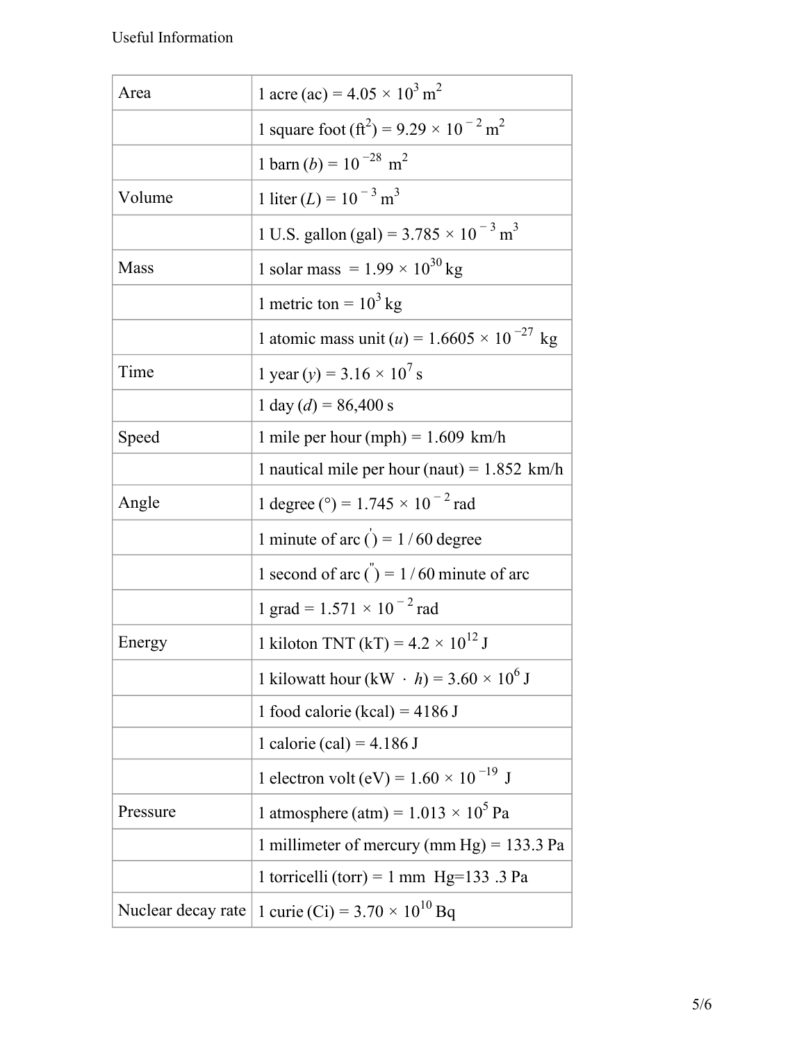Useful Information

| | |
|---|---|
| Area | 1 acre (ac) = $4.05 \times 10^3$ m$^2$ |
| | 1 square foot (ft$^2$) = $9.29 \times 10^{-2}$ m$^2$ |
| | 1 barn ($b$) = $10^{-28}$ m$^2$ |
| Volume | 1 liter ($L$) = $10^{-3}$ m$^3$ |
| | 1 U.S. gallon (gal) = $3.785 \times 10^{-3}$ m$^3$ |
| Mass | 1 solar mass = $1.99 \times 10^{30}$ kg |
| | 1 metric ton = $10^3$ kg |
| | 1 atomic mass unit ($u$) = $1.6605 \times 10^{-27}$ kg |
| Time | 1 year ($y$) = $3.16 \times 10^7$ s |
| | 1 day ($d$) = 86,400 s |
| Speed | 1 mile per hour (mph) = 1.609 km/h |
| | 1 nautical mile per hour (naut) = 1.852 km/h |
| Angle | 1 degree (°) = $1.745 \times 10^{-2}$ rad |
| | 1 minute of arc (′) = 1 / 60 degree |
| | 1 second of arc (″) = 1 / 60 minute of arc |
| | 1 grad = $1.571 \times 10^{-2}$ rad |
| Energy | 1 kiloton TNT (kT) = $4.2 \times 10^{12}$ J |
| | 1 kilowatt hour (kW · $h$) = $3.60 \times 10^6$ J |
| | 1 food calorie (kcal) = 4186 J |
| | 1 calorie (cal) = 4.186 J |
| | 1 electron volt (eV) = $1.60 \times 10^{-19}$ J |
| Pressure | 1 atmosphere (atm) = $1.013 \times 10^5$ Pa |
| | 1 millimeter of mercury (mm Hg) = 133.3 Pa |
| | 1 torricelli (torr) = 1 mm Hg=133 .3 Pa |
| Nuclear decay rate | 1 curie (Ci) = $3.70 \times 10^{10}$ Bq |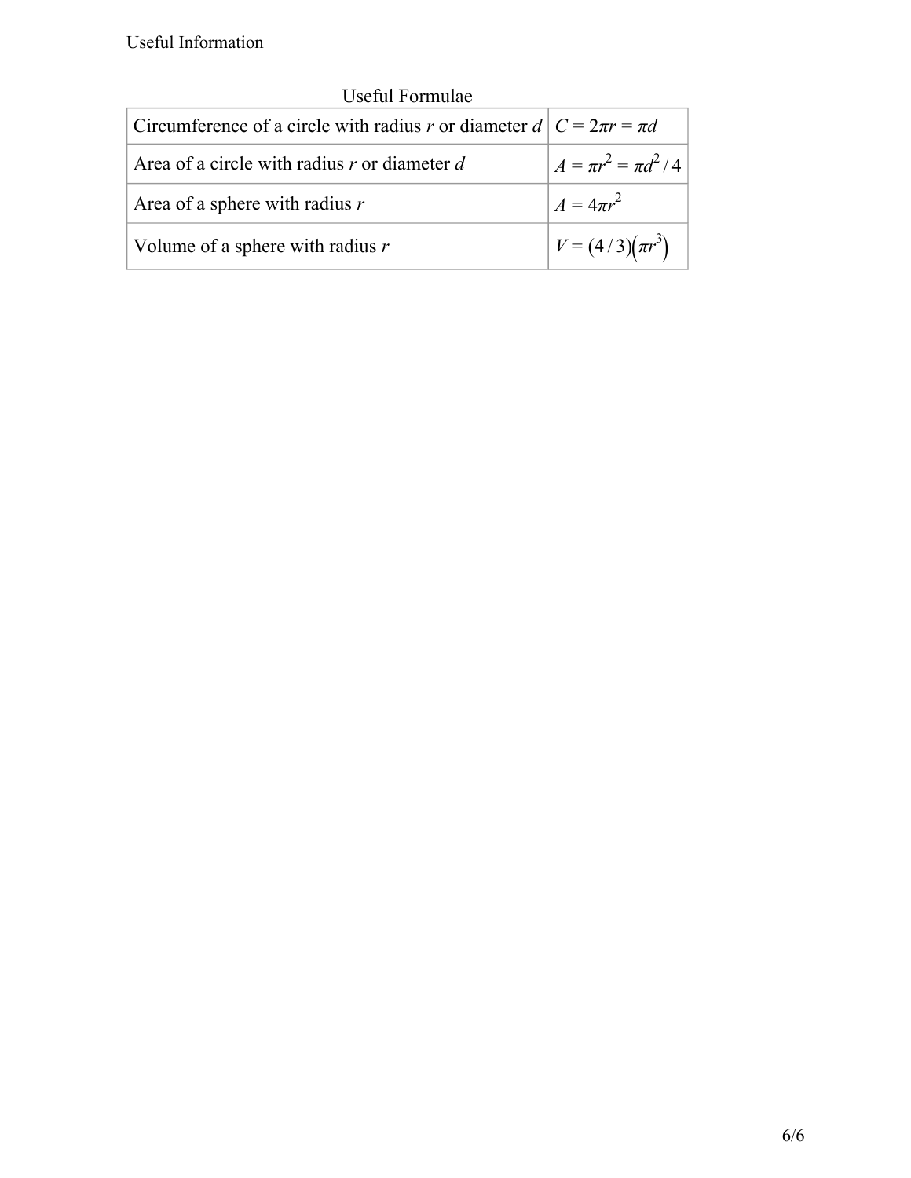Useful Information

## Useful Formulae

| | |
|---|---|
| Circumference of a circle with radius $r$ or diameter $d$ | $C = 2\pi r = \pi d$ |
| Area of a circle with radius $r$ or diameter $d$ | $A = \pi r^2 = \pi d^2 / 4$ |
| Area of a sphere with radius $r$ | $A = 4\pi r^2$ |
| Volume of a sphere with radius $r$ | $V = (4/3)(\pi r^3)$ |